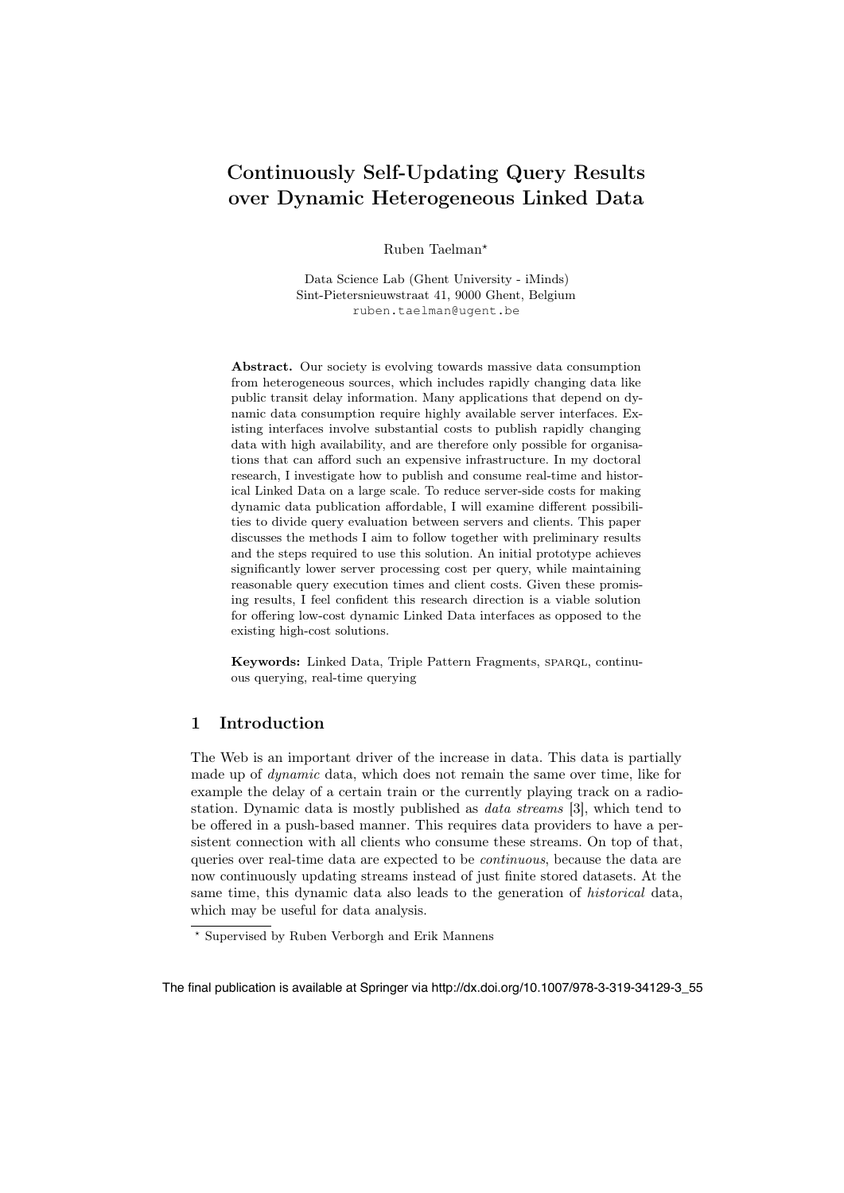# Continuously Self-Updating Query Results over Dynamic Heterogeneous Linked Data

Ruben Taelman*

Data Science Lab (Ghent University - iMinds)
Sint-Pietersnieuwstraat 41, 9000 Ghent, Belgium
ruben.taelman@ugent.be

**Abstract.** Our society is evolving towards massive data consumption from heterogeneous sources, which includes rapidly changing data like public transit delay information. Many applications that depend on dynamic data consumption require highly available server interfaces. Existing interfaces involve substantial costs to publish rapidly changing data with high availability, and are therefore only possible for organisations that can afford such an expensive infrastructure. In my doctoral research, I investigate how to publish and consume real-time and historical Linked Data on a large scale. To reduce server-side costs for making dynamic data publication affordable, I will examine different possibilities to divide query evaluation between servers and clients. This paper discusses the methods I aim to follow together with preliminary results and the steps required to use this solution. An initial prototype achieves significantly lower server processing cost per query, while maintaining reasonable query execution times and client costs. Given these promising results, I feel confident this research direction is a viable solution for offering low-cost dynamic Linked Data interfaces as opposed to the existing high-cost solutions.

**Keywords:** Linked Data, Triple Pattern Fragments, SPARQL, continuous querying, real-time querying

## 1 Introduction

The Web is an important driver of the increase in data. This data is partially made up of *dynamic* data, which does not remain the same over time, like for example the delay of a certain train or the currently playing track on a radio-station. Dynamic data is mostly published as *data streams* [3], which tend to be offered in a push-based manner. This requires data providers to have a persistent connection with all clients who consume these streams. On top of that, queries over real-time data are expected to be *continuous*, because the data are now continuously updating streams instead of just finite stored datasets. At the same time, this dynamic data also leads to the generation of *historical* data, which may be useful for data analysis.

* Supervised by Ruben Verborgh and Erik Mannens

The final publication is available at Springer via http://dx.doi.org/10.1007/978-3-319-34129-3_55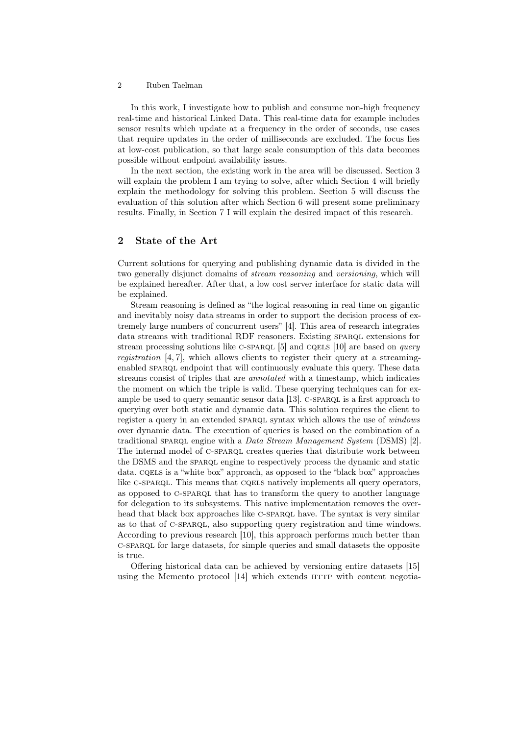In this work, I investigate how to publish and consume non-high frequency real-time and historical Linked Data. This real-time data for example includes sensor results which update at a frequency in the order of seconds, use cases that require updates in the order of milliseconds are excluded. The focus lies at low-cost publication, so that large scale consumption of this data becomes possible without endpoint availability issues.

In the next section, the existing work in the area will be discussed. Section 3 will explain the problem I am trying to solve, after which Section 4 will briefly explain the methodology for solving this problem. Section 5 will discuss the evaluation of this solution after which Section 6 will present some preliminary results. Finally, in Section 7 I will explain the desired impact of this research.

## 2 State of the Art

Current solutions for querying and publishing dynamic data is divided in the two generally disjunct domains of *stream reasoning* and *versioning*, which will be explained hereafter. After that, a low cost server interface for static data will be explained.

Stream reasoning is defined as "the logical reasoning in real time on gigantic and inevitably noisy data streams in order to support the decision process of extremely large numbers of concurrent users" [4]. This area of research integrates data streams with traditional RDF reasoners. Existing SPARQL extensions for stream processing solutions like C-SPARQL [5] and CQELS [10] are based on *query registration* [4, 7], which allows clients to register their query at a streaming-enabled SPARQL endpoint that will continuously evaluate this query. These data streams consist of triples that are *annotated* with a timestamp, which indicates the moment on which the triple is valid. These querying techniques can for example be used to query semantic sensor data [13]. C-SPARQL is a first approach to querying over both static and dynamic data. This solution requires the client to register a query in an extended SPARQL syntax which allows the use of *windows* over dynamic data. The execution of queries is based on the combination of a traditional SPARQL engine with a *Data Stream Management System* (DSMS) [2]. The internal model of C-SPARQL creates queries that distribute work between the DSMS and the SPARQL engine to respectively process the dynamic and static data. CQELS is a "white box" approach, as opposed to the "black box" approaches like C-SPARQL. This means that CQELS natively implements all query operators, as opposed to C-SPARQL that has to transform the query to another language for delegation to its subsystems. This native implementation removes the overhead that black box approaches like C-SPARQL have. The syntax is very similar as to that of C-SPARQL, also supporting query registration and time windows. According to previous research [10], this approach performs much better than C-SPARQL for large datasets, for simple queries and small datasets the opposite is true.

Offering historical data can be achieved by versioning entire datasets [15] using the Memento protocol [14] which extends HTTP with content negotia-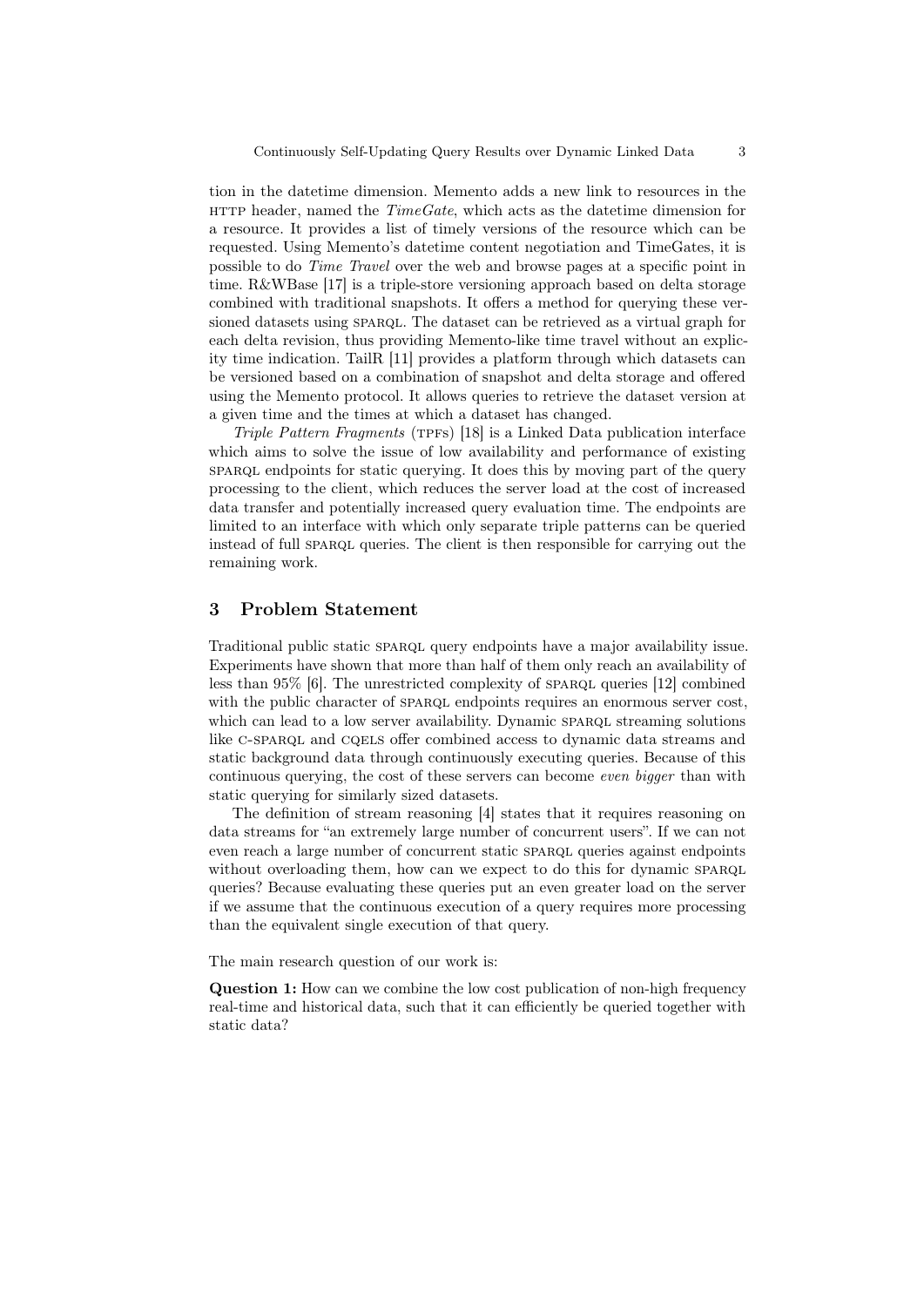tion in the datetime dimension. Memento adds a new link to resources in the HTTP header, named the *TimeGate*, which acts as the datetime dimension for a resource. It provides a list of timely versions of the resource which can be requested. Using Memento's datetime content negotiation and TimeGates, it is possible to do *Time Travel* over the web and browse pages at a specific point in time. R&WBase [17] is a triple-store versioning approach based on delta storage combined with traditional snapshots. It offers a method for querying these versioned datasets using SPARQL. The dataset can be retrieved as a virtual graph for each delta revision, thus providing Memento-like time travel without an explicity time indication. TailR [11] provides a platform through which datasets can be versioned based on a combination of snapshot and delta storage and offered using the Memento protocol. It allows queries to retrieve the dataset version at a given time and the times at which a dataset has changed.

*Triple Pattern Fragments* (TPFs) [18] is a Linked Data publication interface which aims to solve the issue of low availability and performance of existing SPARQL endpoints for static querying. It does this by moving part of the query processing to the client, which reduces the server load at the cost of increased data transfer and potentially increased query evaluation time. The endpoints are limited to an interface with which only separate triple patterns can be queried instead of full SPARQL queries. The client is then responsible for carrying out the remaining work.

## 3 Problem Statement

Traditional public static SPARQL query endpoints have a major availability issue. Experiments have shown that more than half of them only reach an availability of less than 95% [6]. The unrestricted complexity of SPARQL queries [12] combined with the public character of SPARQL endpoints requires an enormous server cost, which can lead to a low server availability. Dynamic SPARQL streaming solutions like C-SPARQL and CQELS offer combined access to dynamic data streams and static background data through continuously executing queries. Because of this continuous querying, the cost of these servers can become *even bigger* than with static querying for similarly sized datasets.

The definition of stream reasoning [4] states that it requires reasoning on data streams for "an extremely large number of concurrent users". If we can not even reach a large number of concurrent static SPARQL queries against endpoints without overloading them, how can we expect to do this for dynamic SPARQL queries? Because evaluating these queries put an even greater load on the server if we assume that the continuous execution of a query requires more processing than the equivalent single execution of that query.

The main research question of our work is:

**Question 1:** How can we combine the low cost publication of non-high frequency real-time and historical data, such that it can efficiently be queried together with static data?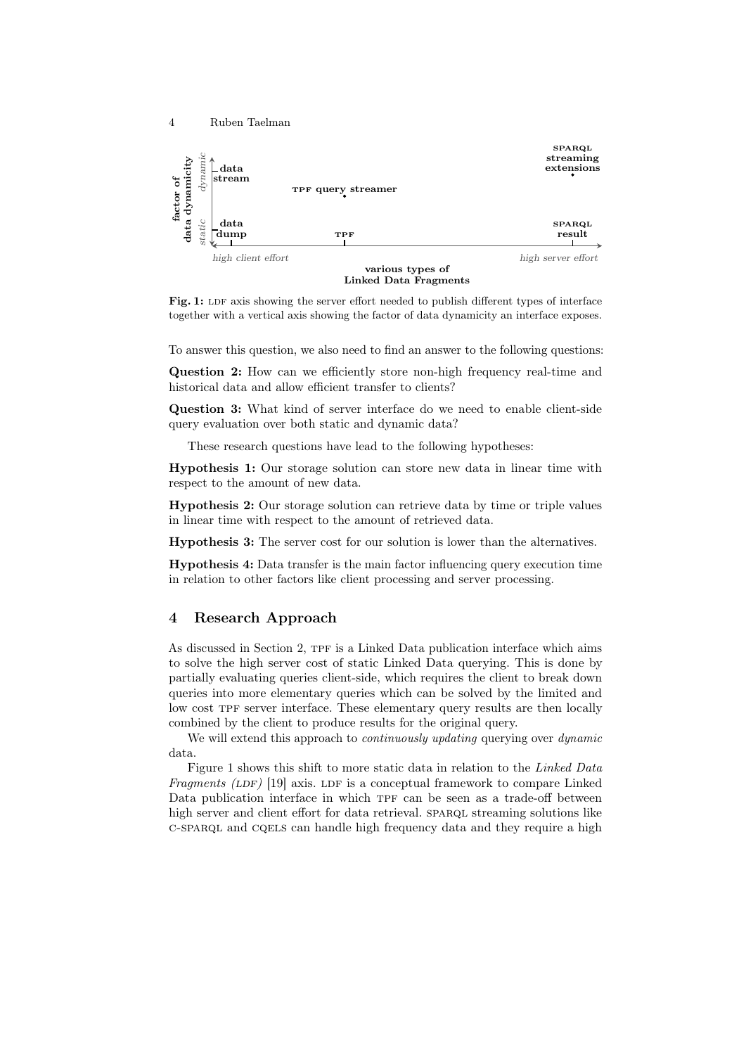**Fig. 1:** LDF axis showing the server effort needed to publish different types of interface together with a vertical axis showing the factor of data dynamicity an interface exposes.

To answer this question, we also need to find an answer to the following questions:

**Question 2:** How can we efficiently store non-high frequency real-time and historical data and allow efficient transfer to clients?

**Question 3:** What kind of server interface do we need to enable client-side query evaluation over both static and dynamic data?

These research questions have lead to the following hypotheses:

**Hypothesis 1:** Our storage solution can store new data in linear time with respect to the amount of new data.

**Hypothesis 2:** Our storage solution can retrieve data by time or triple values in linear time with respect to the amount of retrieved data.

**Hypothesis 3:** The server cost for our solution is lower than the alternatives.

**Hypothesis 4:** Data transfer is the main factor influencing query execution time in relation to other factors like client processing and server processing.

## 4 Research Approach

As discussed in Section 2, TPF is a Linked Data publication interface which aims to solve the high server cost of static Linked Data querying. This is done by partially evaluating queries client-side, which requires the client to break down queries into more elementary queries which can be solved by the limited and low cost TPF server interface. These elementary query results are then locally combined by the client to produce results for the original query.

We will extend this approach to *continuously updating* querying over *dynamic* data.

Figure 1 shows this shift to more static data in relation to the *Linked Data Fragments (LDF)* [19] axis. LDF is a conceptual framework to compare Linked Data publication interface in which TPF can be seen as a trade-off between high server and client effort for data retrieval. SPARQL streaming solutions like C-SPARQL and CQELS can handle high frequency data and they require a high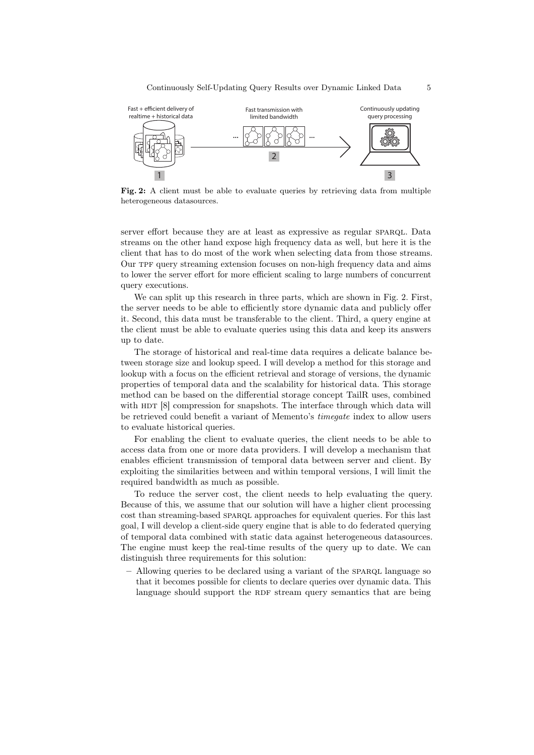Fast + efficient delivery of realtime + historical data

Fast transmission with limited bandwidth

Continuously updating query processing

**Fig. 2:** A client must be able to evaluate queries by retrieving data from multiple heterogeneous datasources.

server effort because they are at least as expressive as regular SPARQL. Data streams on the other hand expose high frequency data as well, but here it is the client that has to do most of the work when selecting data from those streams. Our TPF query streaming extension focuses on non-high frequency data and aims to lower the server effort for more efficient scaling to large numbers of concurrent query executions.

We can split up this research in three parts, which are shown in Fig. 2. First, the server needs to be able to efficiently store dynamic data and publicly offer it. Second, this data must be transferable to the client. Third, a query engine at the client must be able to evaluate queries using this data and keep its answers up to date.

The storage of historical and real-time data requires a delicate balance between storage size and lookup speed. I will develop a method for this storage and lookup with a focus on the efficient retrieval and storage of versions, the dynamic properties of temporal data and the scalability for historical data. This storage method can be based on the differential storage concept TailR uses, combined with HDT [8] compression for snapshots. The interface through which data will be retrieved could benefit a variant of Memento's *timegate* index to allow users to evaluate historical queries.

For enabling the client to evaluate queries, the client needs to be able to access data from one or more data providers. I will develop a mechanism that enables efficient transmission of temporal data between server and client. By exploiting the similarities between and within temporal versions, I will limit the required bandwidth as much as possible.

To reduce the server cost, the client needs to help evaluating the query. Because of this, we assume that our solution will have a higher client processing cost than streaming-based SPARQL approaches for equivalent queries. For this last goal, I will develop a client-side query engine that is able to do federated querying of temporal data combined with static data against heterogeneous datasources. The engine must keep the real-time results of the query up to date. We can distinguish three requirements for this solution:

- Allowing queries to be declared using a variant of the SPARQL language so that it becomes possible for clients to declare queries over dynamic data. This language should support the RDF stream query semantics that are being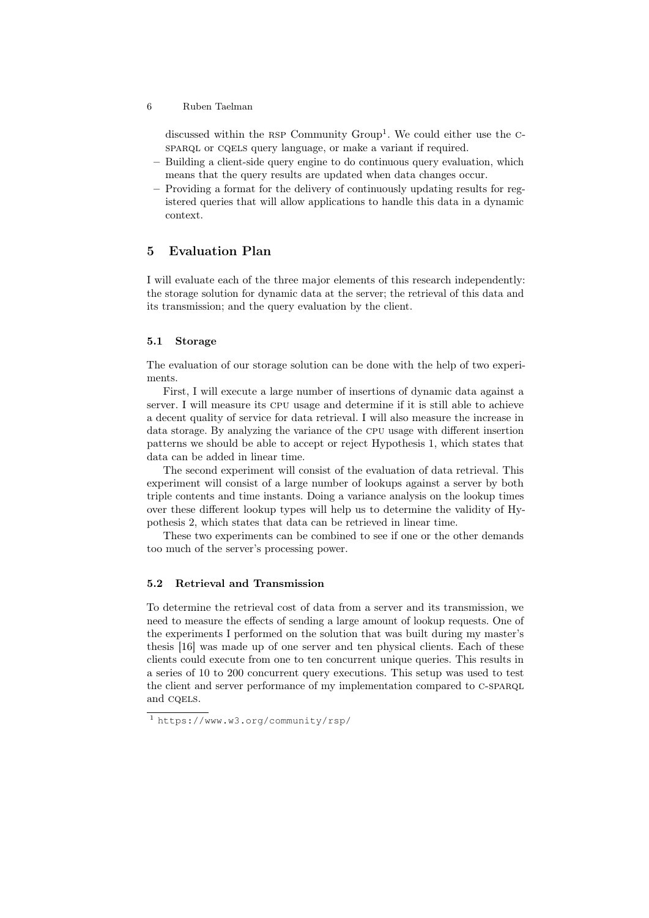discussed within the RSP Community Group[1]. We could either use the C-SPARQL or CQELS query language, or make a variant if required.

- Building a client-side query engine to do continuous query evaluation, which means that the query results are updated when data changes occur.
- Providing a format for the delivery of continuously updating results for registered queries that will allow applications to handle this data in a dynamic context.

## 5 Evaluation Plan

I will evaluate each of the three major elements of this research independently: the storage solution for dynamic data at the server; the retrieval of this data and its transmission; and the query evaluation by the client.

### 5.1 Storage

The evaluation of our storage solution can be done with the help of two experiments.

First, I will execute a large number of insertions of dynamic data against a server. I will measure its CPU usage and determine if it is still able to achieve a decent quality of service for data retrieval. I will also measure the increase in data storage. By analyzing the variance of the CPU usage with different insertion patterns we should be able to accept or reject Hypothesis 1, which states that data can be added in linear time.

The second experiment will consist of the evaluation of data retrieval. This experiment will consist of a large number of lookups against a server by both triple contents and time instants. Doing a variance analysis on the lookup times over these different lookup types will help us to determine the validity of Hypothesis 2, which states that data can be retrieved in linear time.

These two experiments can be combined to see if one or the other demands too much of the server's processing power.

### 5.2 Retrieval and Transmission

To determine the retrieval cost of data from a server and its transmission, we need to measure the effects of sending a large amount of lookup requests. One of the experiments I performed on the solution that was built during my master's thesis [16] was made up of one server and ten physical clients. Each of these clients could execute from one to ten concurrent unique queries. This results in a series of 10 to 200 concurrent query executions. This setup was used to test the client and server performance of my implementation compared to C-SPARQL and CQELS.

[1] https://www.w3.org/community/rsp/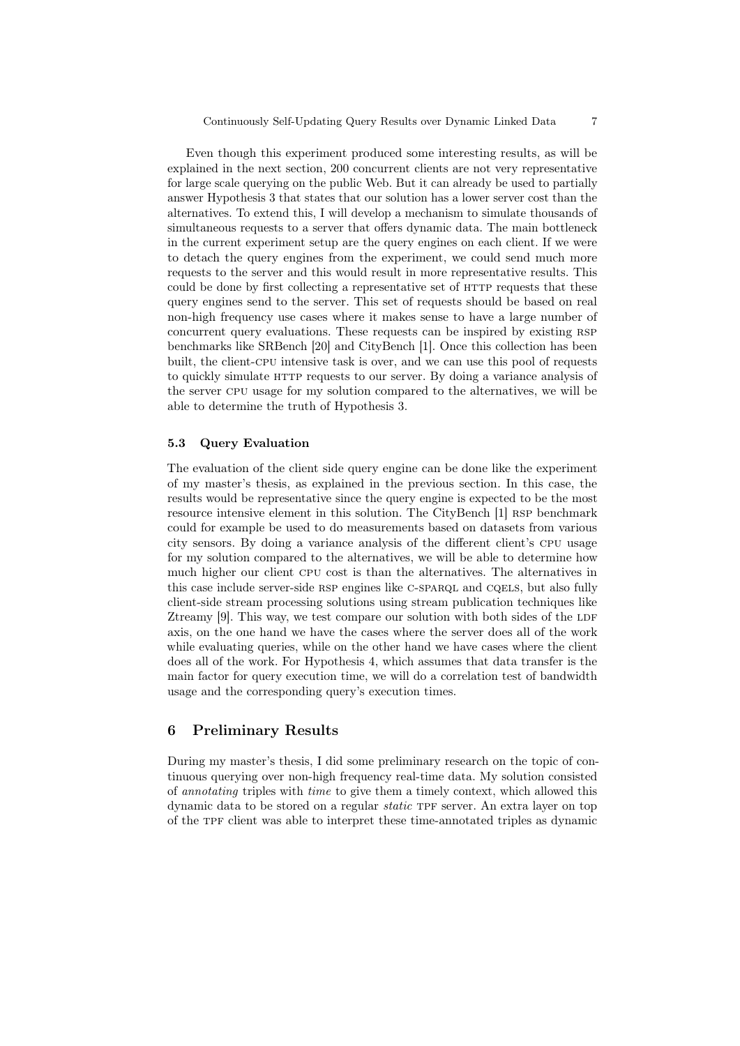Even though this experiment produced some interesting results, as will be explained in the next section, 200 concurrent clients are not very representative for large scale querying on the public Web. But it can already be used to partially answer Hypothesis 3 that states that our solution has a lower server cost than the alternatives. To extend this, I will develop a mechanism to simulate thousands of simultaneous requests to a server that offers dynamic data. The main bottleneck in the current experiment setup are the query engines on each client. If we were to detach the query engines from the experiment, we could send much more requests to the server and this would result in more representative results. This could be done by first collecting a representative set of HTTP requests that these query engines send to the server. This set of requests should be based on real non-high frequency use cases where it makes sense to have a large number of concurrent query evaluations. These requests can be inspired by existing RSP benchmarks like SRBench [20] and CityBench [1]. Once this collection has been built, the client-CPU intensive task is over, and we can use this pool of requests to quickly simulate HTTP requests to our server. By doing a variance analysis of the server CPU usage for my solution compared to the alternatives, we will be able to determine the truth of Hypothesis 3.

### 5.3 Query Evaluation

The evaluation of the client side query engine can be done like the experiment of my master's thesis, as explained in the previous section. In this case, the results would be representative since the query engine is expected to be the most resource intensive element in this solution. The CityBench [1] RSP benchmark could for example be used to do measurements based on datasets from various city sensors. By doing a variance analysis of the different client's CPU usage for my solution compared to the alternatives, we will be able to determine how much higher our client CPU cost is than the alternatives. The alternatives in this case include server-side RSP engines like C-SPARQL and CQELS, but also fully client-side stream processing solutions using stream publication techniques like Ztreamy [9]. This way, we test compare our solution with both sides of the LDF axis, on the one hand we have the cases where the server does all of the work while evaluating queries, while on the other hand we have cases where the client does all of the work. For Hypothesis 4, which assumes that data transfer is the main factor for query execution time, we will do a correlation test of bandwidth usage and the corresponding query's execution times.

## 6 Preliminary Results

During my master's thesis, I did some preliminary research on the topic of continuous querying over non-high frequency real-time data. My solution consisted of *annotating* triples with *time* to give them a timely context, which allowed this dynamic data to be stored on a regular *static* TPF server. An extra layer on top of the TPF client was able to interpret these time-annotated triples as dynamic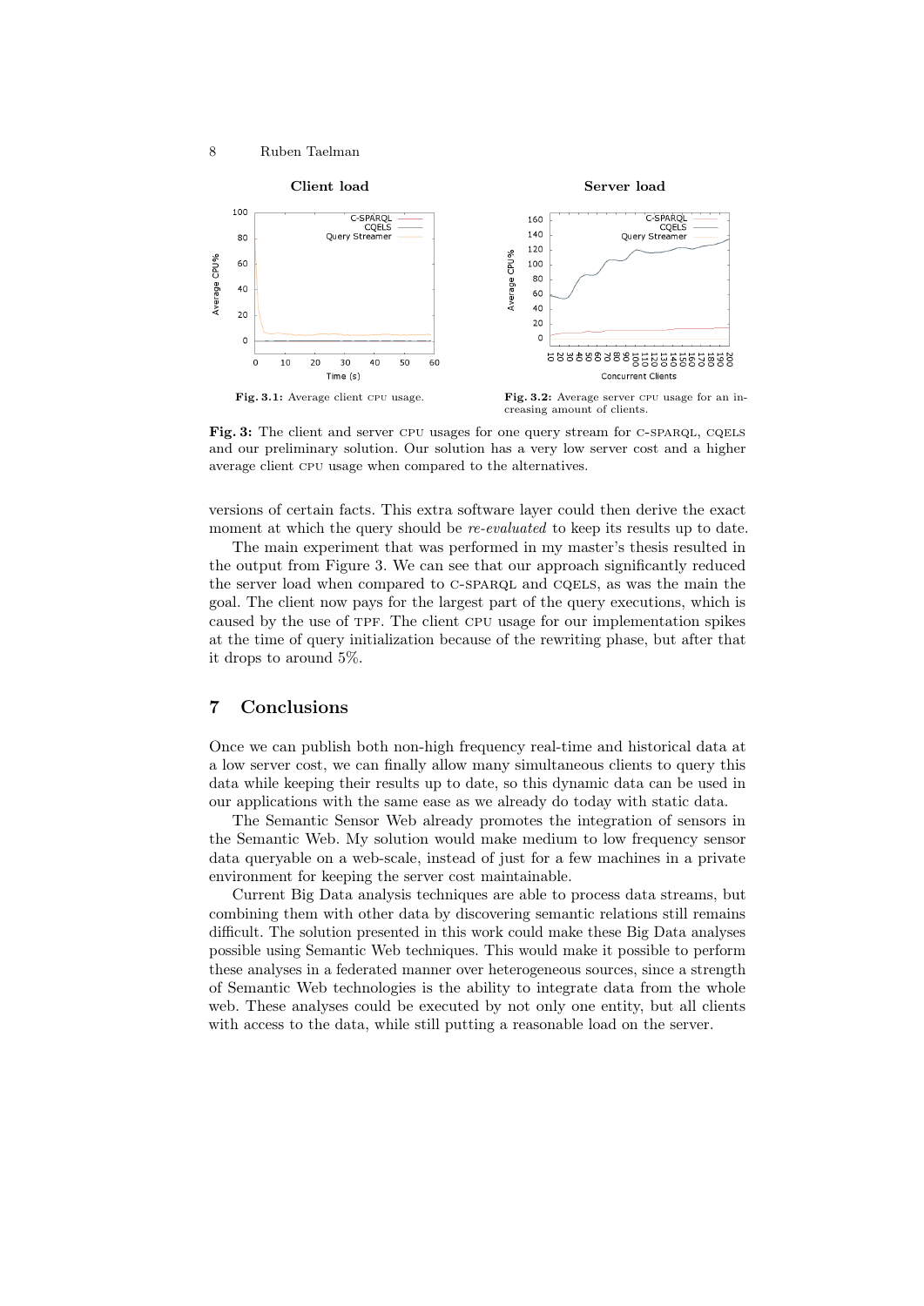**Client load**

100
80
60
40
20
0

Average CPU%

0 10 20 30 40 50 60

Time (s)

C-SPARQL
CQELS
Query Streamer

**Fig. 3.1:** Average client CPU usage.

**Server load**

160
140
120
100
80
60
40
20
0

Average CPU%

10 20 30 40 50 60 70 80 90 100 110 120 130 140 150 160 170 180 190 200

Concurrent Clients

C-SPARQL
CQELS
Query Streamer

**Fig. 3.2:** Average server CPU usage for an increasing amount of clients.

**Fig. 3:** The client and server CPU usages for one query stream for C-SPARQL, CQELS and our preliminary solution. Our solution has a very low server cost and a higher average client CPU usage when compared to the alternatives.

versions of certain facts. This extra software layer could then derive the exact moment at which the query should be *re-evaluated* to keep its results up to date.

The main experiment that was performed in my master's thesis resulted in the output from Figure 3. We can see that our approach significantly reduced the server load when compared to C-SPARQL and CQELS, as was the main the goal. The client now pays for the largest part of the query executions, which is caused by the use of TPF. The client CPU usage for our implementation spikes at the time of query initialization because of the rewriting phase, but after that it drops to around 5%.

## 7 Conclusions

Once we can publish both non-high frequency real-time and historical data at a low server cost, we can finally allow many simultaneous clients to query this data while keeping their results up to date, so this dynamic data can be used in our applications with the same ease as we already do today with static data.

The Semantic Sensor Web already promotes the integration of sensors in the Semantic Web. My solution would make medium to low frequency sensor data queryable on a web-scale, instead of just for a few machines in a private environment for keeping the server cost maintainable.

Current Big Data analysis techniques are able to process data streams, but combining them with other data by discovering semantic relations still remains difficult. The solution presented in this work could make these Big Data analyses possible using Semantic Web techniques. This would make it possible to perform these analyses in a federated manner over heterogeneous sources, since a strength of Semantic Web technologies is the ability to integrate data from the whole web. These analyses could be executed by not only one entity, but all clients with access to the data, while still putting a reasonable load on the server.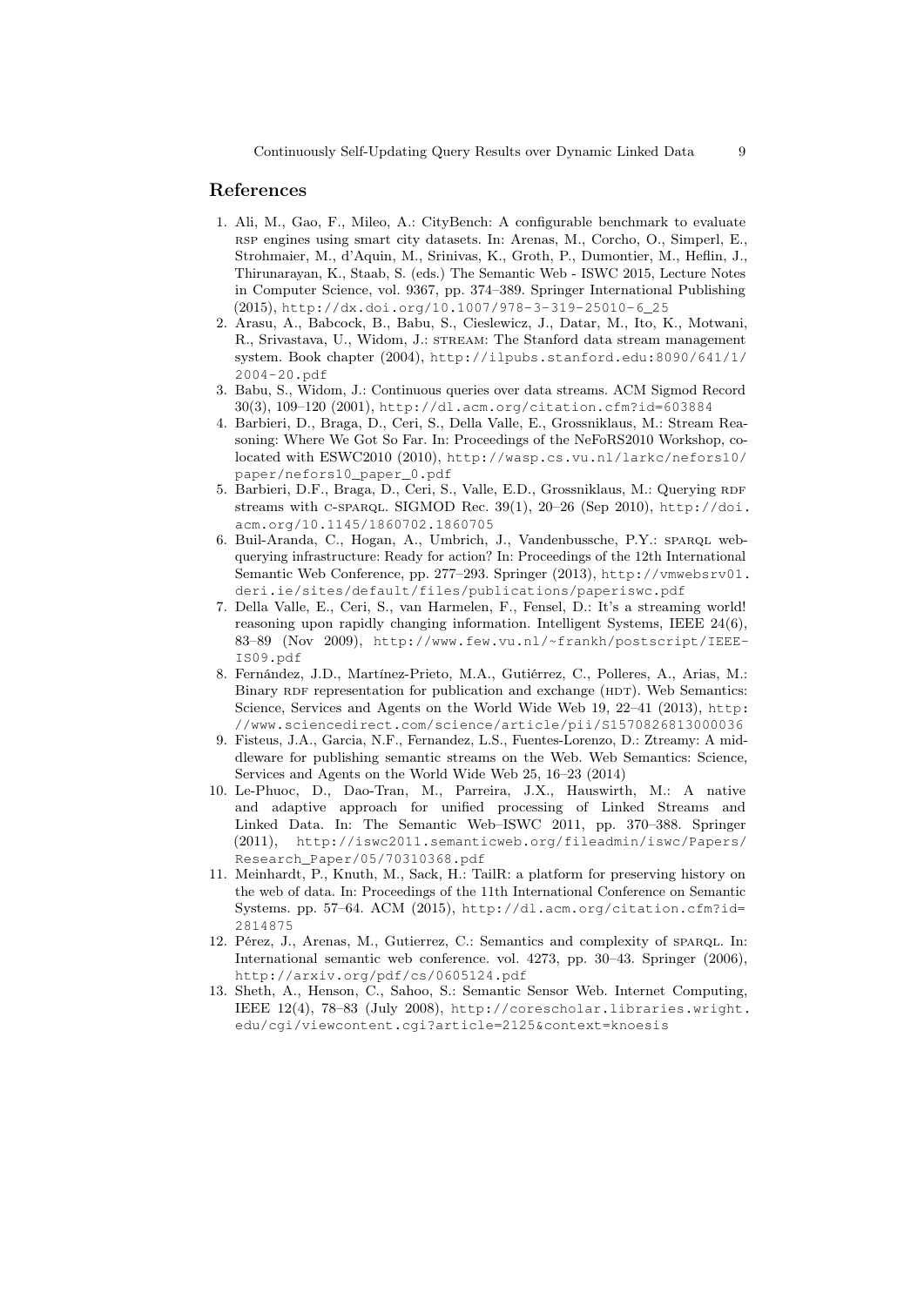## References

1. Ali, M., Gao, F., Mileo, A.: CityBench: A configurable benchmark to evaluate RSP engines using smart city datasets. In: Arenas, M., Corcho, O., Simperl, E., Strohmaier, M., d'Aquin, M., Srinivas, K., Groth, P., Dumontier, M., Heflin, J., Thirunarayan, K., Staab, S. (eds.) The Semantic Web - ISWC 2015, Lecture Notes in Computer Science, vol. 9367, pp. 374–389. Springer International Publishing (2015), http://dx.doi.org/10.1007/978-3-319-25010-6_25
2. Arasu, A., Babcock, B., Babu, S., Cieslewicz, J., Datar, M., Ito, K., Motwani, R., Srivastava, U., Widom, J.: STREAM: The Stanford data stream management system. Book chapter (2004), http://ilpubs.stanford.edu:8090/641/1/2004-20.pdf
3. Babu, S., Widom, J.: Continuous queries over data streams. ACM Sigmod Record 30(3), 109–120 (2001), http://dl.acm.org/citation.cfm?id=603884
4. Barbieri, D., Braga, D., Ceri, S., Della Valle, E., Grossniklaus, M.: Stream Reasoning: Where We Got So Far. In: Proceedings of the NeFoRS2010 Workshop, co-located with ESWC2010 (2010), http://wasp.cs.vu.nl/larkc/nefors10/paper/nefors10_paper_0.pdf
5. Barbieri, D.F., Braga, D., Ceri, S., Valle, E.D., Grossniklaus, M.: Querying RDF streams with C-SPARQL. SIGMOD Rec. 39(1), 20–26 (Sep 2010), http://doi.acm.org/10.1145/1860702.1860705
6. Buil-Aranda, C., Hogan, A., Umbrich, J., Vandenbussche, P.Y.: SPARQL web-querying infrastructure: Ready for action? In: Proceedings of the 12th International Semantic Web Conference, pp. 277–293. Springer (2013), http://vmwebsrv01.deri.ie/sites/default/files/publications/paperiswc.pdf
7. Della Valle, E., Ceri, S., van Harmelen, F., Fensel, D.: It's a streaming world! reasoning upon rapidly changing information. Intelligent Systems, IEEE 24(6), 83–89 (Nov 2009), http://www.few.vu.nl/~frankh/postscript/IEEE-IS09.pdf
8. Fernández, J.D., Martínez-Prieto, M.A., Gutiérrez, C., Polleres, A., Arias, M.: Binary RDF representation for publication and exchange (HDT). Web Semantics: Science, Services and Agents on the World Wide Web 19, 22–41 (2013), http://www.sciencedirect.com/science/article/pii/S1570826813000036
9. Fisteus, J.A., Garcia, N.F., Fernandez, L.S., Fuentes-Lorenzo, D.: Ztreamy: A middleware for publishing semantic streams on the Web. Web Semantics: Science, Services and Agents on the World Wide Web 25, 16–23 (2014)
10. Le-Phuoc, D., Dao-Tran, M., Parreira, J.X., Hauswirth, M.: A native and adaptive approach for unified processing of Linked Streams and Linked Data. In: The Semantic Web–ISWC 2011, pp. 370–388. Springer (2011), http://iswc2011.semanticweb.org/fileadmin/iswc/Papers/Research_Paper/05/70310368.pdf
11. Meinhardt, P., Knuth, M., Sack, H.: TailR: a platform for preserving history on the web of data. In: Proceedings of the 11th International Conference on Semantic Systems. pp. 57–64. ACM (2015), http://dl.acm.org/citation.cfm?id=2814875
12. Pérez, J., Arenas, M., Gutierrez, C.: Semantics and complexity of SPARQL. In: International semantic web conference. vol. 4273, pp. 30–43. Springer (2006), http://arxiv.org/pdf/cs/0605124.pdf
13. Sheth, A., Henson, C., Sahoo, S.: Semantic Sensor Web. Internet Computing, IEEE 12(4), 78–83 (July 2008), http://corescholar.libraries.wright.edu/cgi/viewcontent.cgi?article=2125&context=knoesis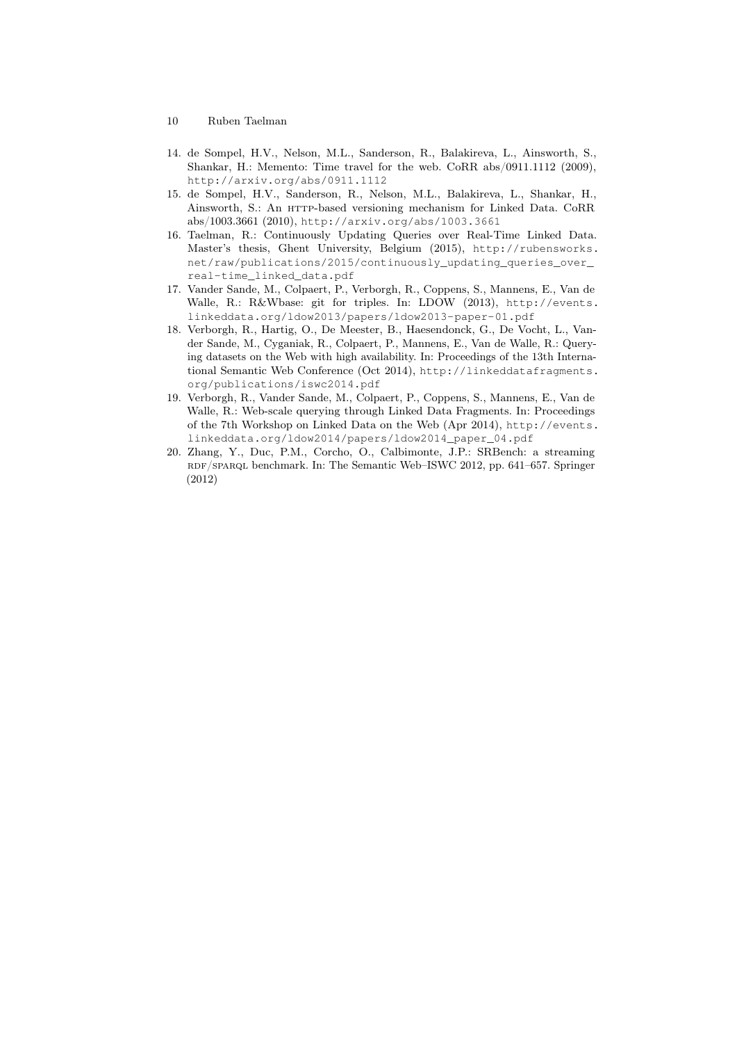14. de Sompel, H.V., Nelson, M.L., Sanderson, R., Balakireva, L., Ainsworth, S., Shankar, H.: Memento: Time travel for the web. CoRR abs/0911.1112 (2009), http://arxiv.org/abs/0911.1112
15. de Sompel, H.V., Sanderson, R., Nelson, M.L., Balakireva, L., Shankar, H., Ainsworth, S.: An HTTP-based versioning mechanism for Linked Data. CoRR abs/1003.3661 (2010), http://arxiv.org/abs/1003.3661
16. Taelman, R.: Continuously Updating Queries over Real-Time Linked Data. Master's thesis, Ghent University, Belgium (2015), http://rubensworks.net/raw/publications/2015/continuously_updating_queries_over_real-time_linked_data.pdf
17. Vander Sande, M., Colpaert, P., Verborgh, R., Coppens, S., Mannens, E., Van de Walle, R.: R&Wbase: git for triples. In: LDOW (2013), http://events.linkeddata.org/ldow2013/papers/ldow2013-paper-01.pdf
18. Verborgh, R., Hartig, O., De Meester, B., Haesendonck, G., De Vocht, L., Vander Sande, M., Cyganiak, R., Colpaert, P., Mannens, E., Van de Walle, R.: Querying datasets on the Web with high availability. In: Proceedings of the 13th International Semantic Web Conference (Oct 2014), http://linkeddatafragments.org/publications/iswc2014.pdf
19. Verborgh, R., Vander Sande, M., Colpaert, P., Coppens, S., Mannens, E., Van de Walle, R.: Web-scale querying through Linked Data Fragments. In: Proceedings of the 7th Workshop on Linked Data on the Web (Apr 2014), http://events.linkeddata.org/ldow2014/papers/ldow2014_paper_04.pdf
20. Zhang, Y., Duc, P.M., Corcho, O., Calbimonte, J.P.: SRBench: a streaming RDF/SPARQL benchmark. In: The Semantic Web–ISWC 2012, pp. 641–657. Springer (2012)